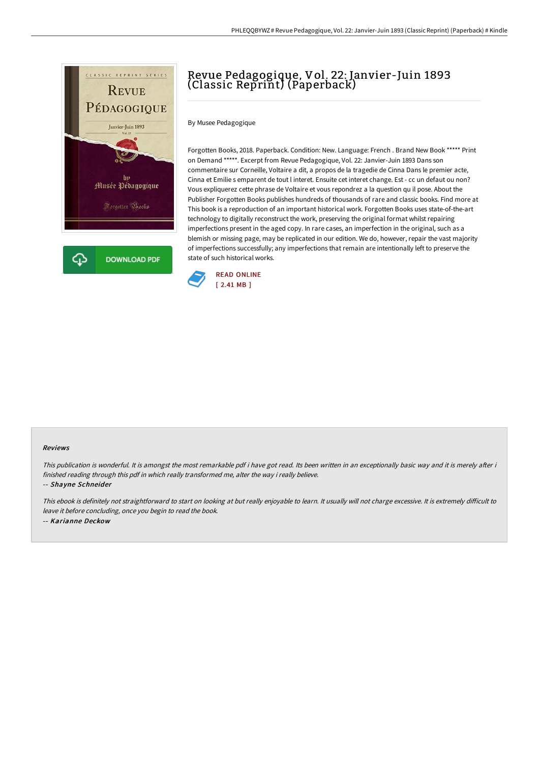# Revue Pedagogique, Vol. 22: Janvier-Juin 1893 (Classic Reprint) (Paperback)

By Musee Pedagogique

Forgotten Books, 2018. Paperback. Condition: New. Language: French . Brand New Book ***** Print on Demand *****. Excerpt from Revue Pedagogique, Vol. 22: Janvier-Juin 1893 Dans son commentaire sur Corneille, Voltaire a dit, a propos de la tragedie de Cinna Dans le premier acte, Cinna et Emilie s emparent de tout l interet. Ensuite cet interet change. Est - cc un defaut ou non? Vous expliquerez cette phrase de Voltaire et vous repondrez a la question qu il pose. About the Publisher Forgotten Books publishes hundreds of thousands of rare and classic books. Find more at This book is a reproduction of an important historical work. Forgotten Books uses state-of-the-art technology to digitally reconstruct the work, preserving the original format whilst repairing imperfections present in the aged copy. In rare cases, an imperfection in the original, such as a blemish or missing page, may be replicated in our edition. We do, however, repair the vast majority of imperfections successfully; any imperfections that remain are intentionally left to preserve the state of such historical works.

DOWNLOAD PDF

READ ONLINE
[ 2.41 MB ]

#### Reviews

*This publication is wonderful. It is amongst the most remarkable pdf i have got read. Its been written in an exceptionally basic way and it is merely after i finished reading through this pdf in which really transformed me, alter the way i really believe.*

-- ***Shayne Schneider***

*This ebook is definitely not straightforward to start on looking at but really enjoyable to learn. It usually will not charge excessive. It is extremely difficult to leave it before concluding, once you begin to read the book.*

-- ***Karianne Deckow***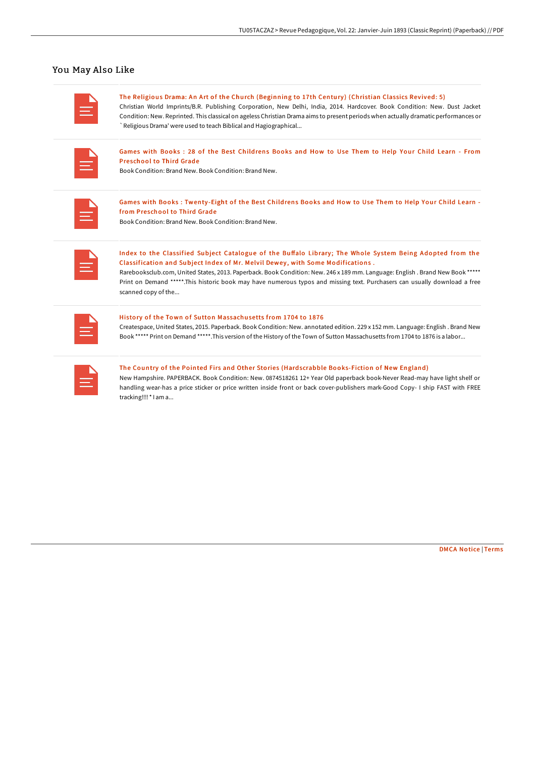## You May Also Like

**The Religious Drama: An Art of the Church (Beginning to 17th Century) (Christian Classics Revived: 5)**

Christian World Imprints/B.R. Publishing Corporation, New Delhi, India, 2014. Hardcover. Book Condition: New. Dust Jacket Condition: New. Reprinted. This classical on ageless Christian Drama aims to present periods when actually dramatic performances or `Religious Drama' were used to teach Biblical and Hagiographical...

**Games with Books : 28 of the Best Childrens Books and How to Use Them to Help Your Child Learn - From Preschool to Third Grade**

Book Condition: Brand New. Book Condition: Brand New.

**Games with Books : Twenty-Eight of the Best Childrens Books and How to Use Them to Help Your Child Learn - from Preschool to Third Grade**

Book Condition: Brand New. Book Condition: Brand New.

**Index to the Classified Subject Catalogue of the Buffalo Library; The Whole System Being Adopted from the Classification and Subject Index of Mr. Melvil Dewey, with Some Modifications .**

Rarebooksclub.com, United States, 2013. Paperback. Book Condition: New. 246 x 189 mm. Language: English . Brand New Book ***** Print on Demand *****.This historic book may have numerous typos and missing text. Purchasers can usually download a free scanned copy of the...

**History of the Town of Sutton Massachusetts from 1704 to 1876**

Createspace, United States, 2015. Paperback. Book Condition: New. annotated edition. 229 x 152 mm. Language: English . Brand New Book ***** Print on Demand *****.This version of the History of the Town of Sutton Massachusetts from 1704 to 1876 is a labor...

**The Country of the Pointed Firs and Other Stories (Hardscrabble Books-Fiction of New England)**

New Hampshire. PAPERBACK. Book Condition: New. 0874518261 12+ Year Old paperback book-Never Read-may have light shelf or handling wear-has a price sticker or price written inside front or back cover-publishers mark-Good Copy- I ship FAST with FREE tracking!!!! * I am a...